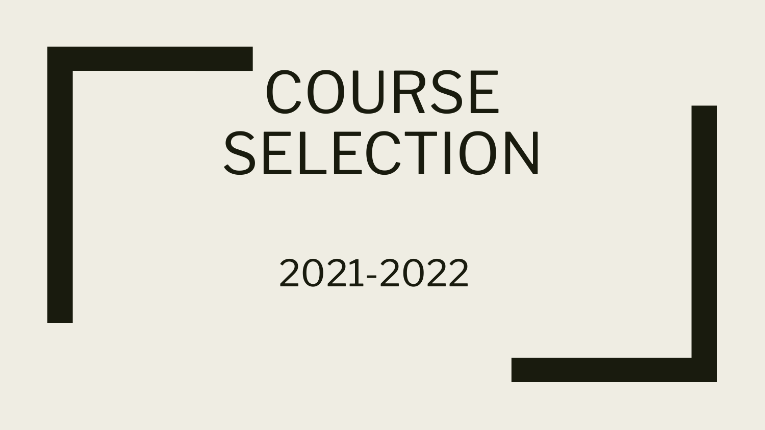# COURSE SELECTION

2021-2022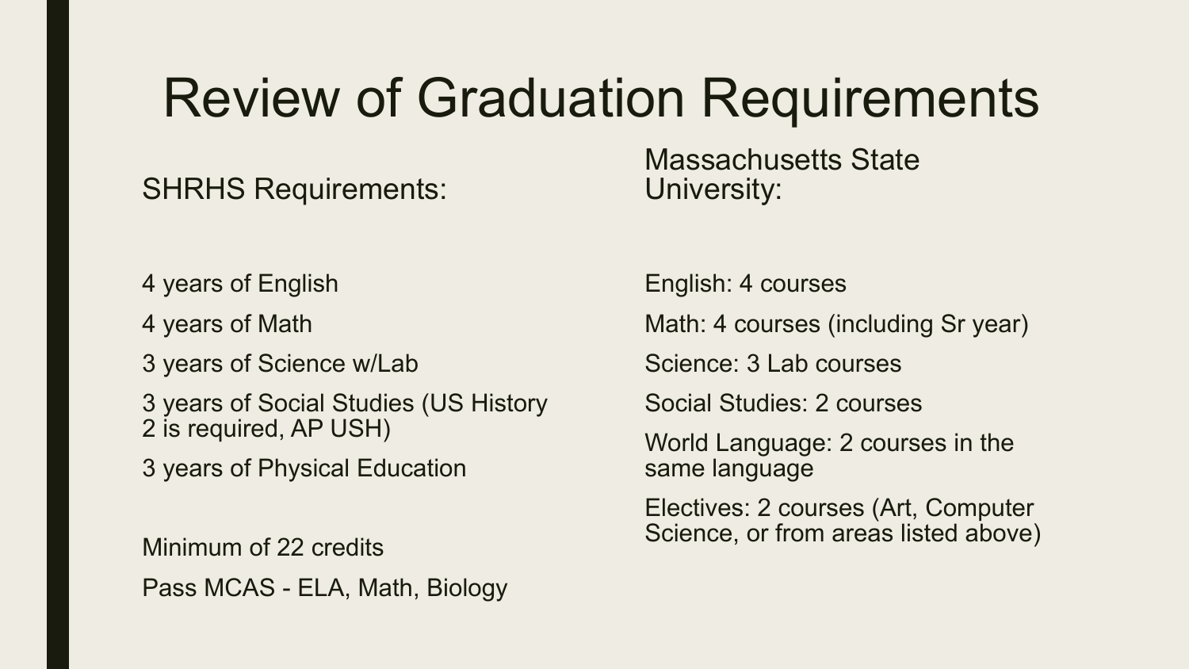# Review of Graduation Requirements

## SHRHS Requirements:

4 years of English

4 years of Math

3 years of Science w/Lab

3 years of Social Studies (US History 2 is required, AP USH)

3 years of Physical Education

Minimum of 22 credits

Pass MCAS - ELA, Math, Biology

## Massachusetts State University:

English: 4 courses

Math: 4 courses (including Sr year)

Science: 3 Lab courses

Social Studies: 2 courses

World Language: 2 courses in the same language

Electives: 2 courses (Art, Computer Science, or from areas listed above)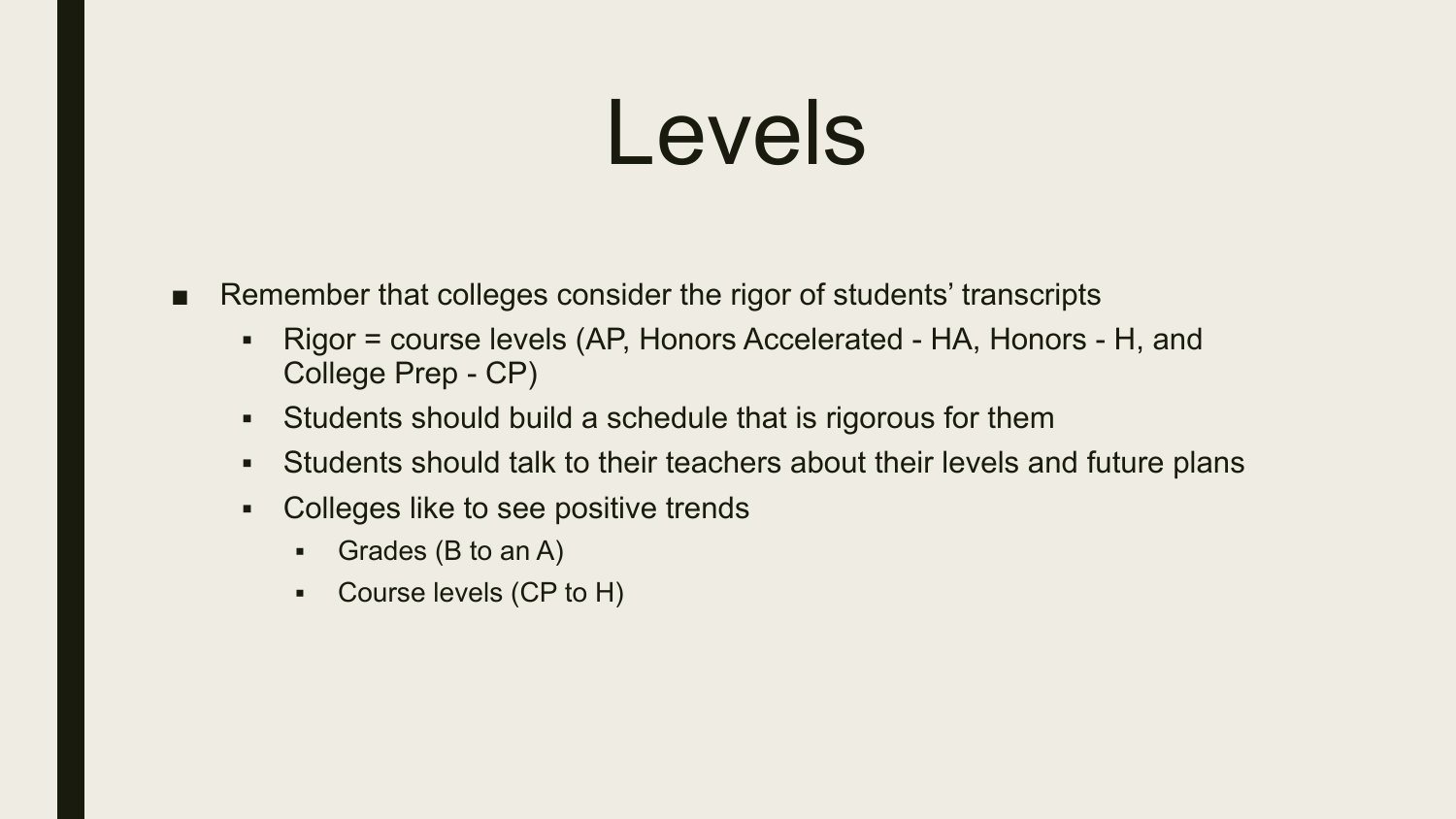# Levels

- Remember that colleges consider the rigor of students' transcripts
  - Rigor = course levels (AP, Honors Accelerated - HA, Honors - H, and College Prep - CP)
  - Students should build a schedule that is rigorous for them
  - Students should talk to their teachers about their levels and future plans
  - Colleges like to see positive trends
    - Grades (B to an A)
    - Course levels (CP to H)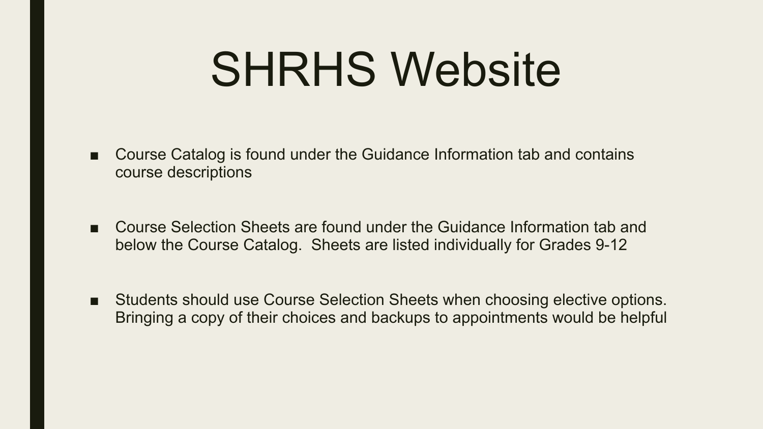# SHRHS Website

- Course Catalog is found under the Guidance Information tab and contains course descriptions
- Course Selection Sheets are found under the Guidance Information tab and below the Course Catalog.  Sheets are listed individually for Grades 9-12
- Students should use Course Selection Sheets when choosing elective options. Bringing a copy of their choices and backups to appointments would be helpful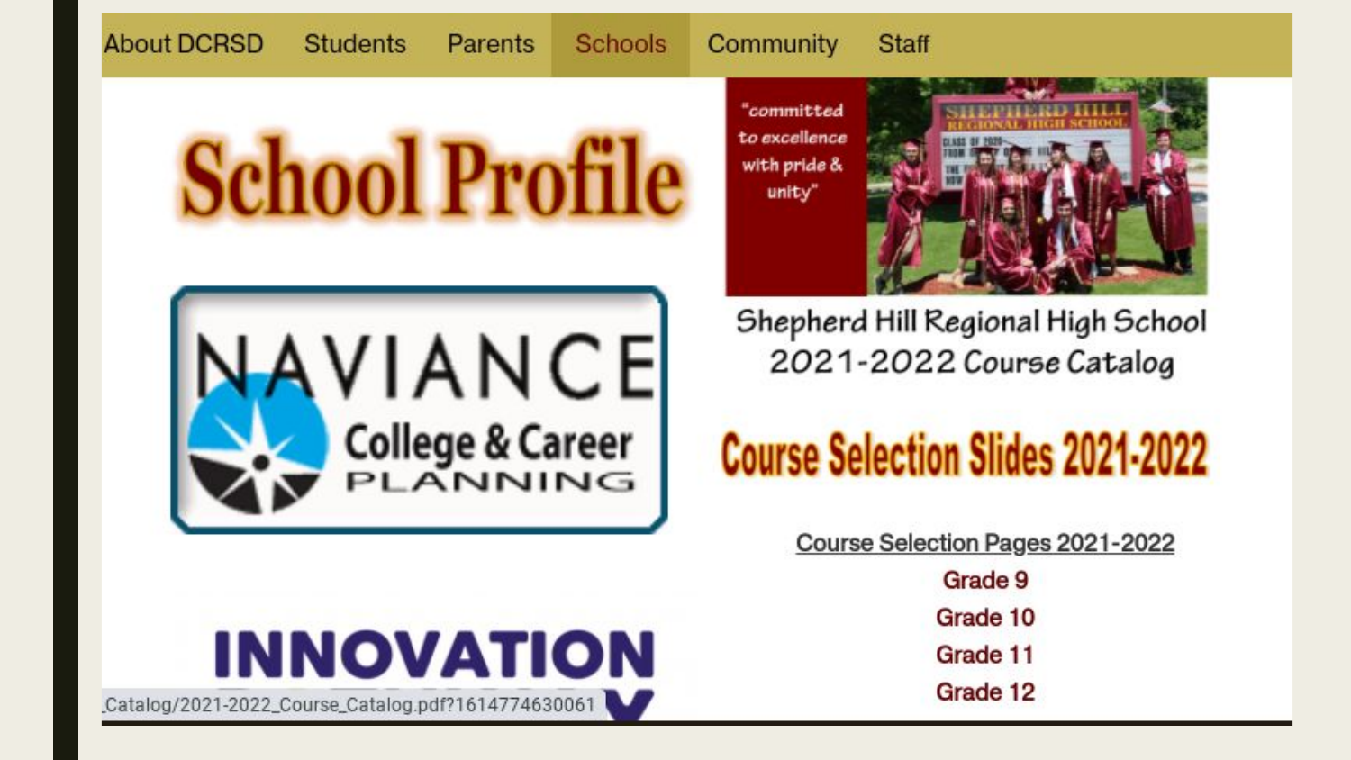About DCRSD | Students | Parents | Schools | Community | Staff

# School Profile

NAVIANCE College & Career PLANNING

INNOVATION

"committed to excellence with pride & unity"

Shepherd Hill Regional High School 2021-2022 Course Catalog

## Course Selection Slides 2021-2022

Course Selection Pages 2021-2022

- Grade 9
- Grade 10
- Grade 11
- Grade 12

Catalog/2021-2022_Course_Catalog.pdf?1614774630061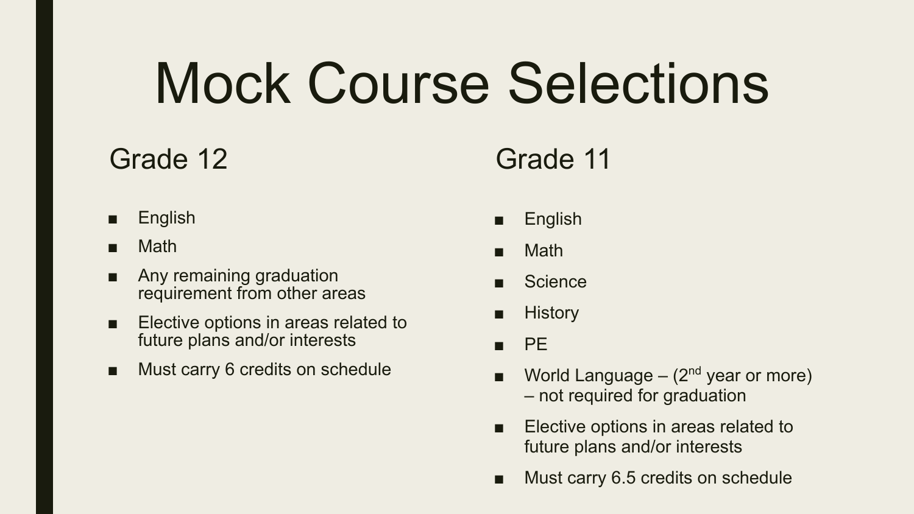# Mock Course Selections

## Grade 12

- English
- Math
- Any remaining graduation requirement from other areas
- Elective options in areas related to future plans and/or interests
- Must carry 6 credits on schedule

## Grade 11

- English
- Math
- Science
- History
- PE
- World Language – (2nd year or more) – not required for graduation
- Elective options in areas related to future plans and/or interests
- Must carry 6.5 credits on schedule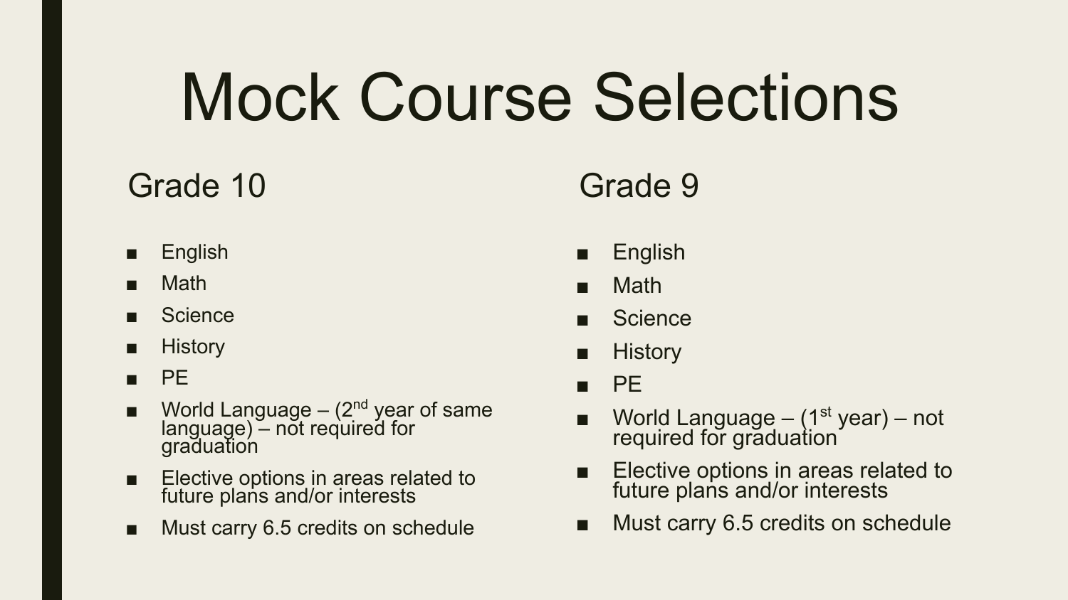# Mock Course Selections

## Grade 10

- English
- Math
- Science
- History
- PE
- World Language – (2nd year of same language) – not required for graduation
- Elective options in areas related to future plans and/or interests
- Must carry 6.5 credits on schedule

## Grade 9

- English
- Math
- Science
- History
- PE
- World Language – (1st year) – not required for graduation
- Elective options in areas related to future plans and/or interests
- Must carry 6.5 credits on schedule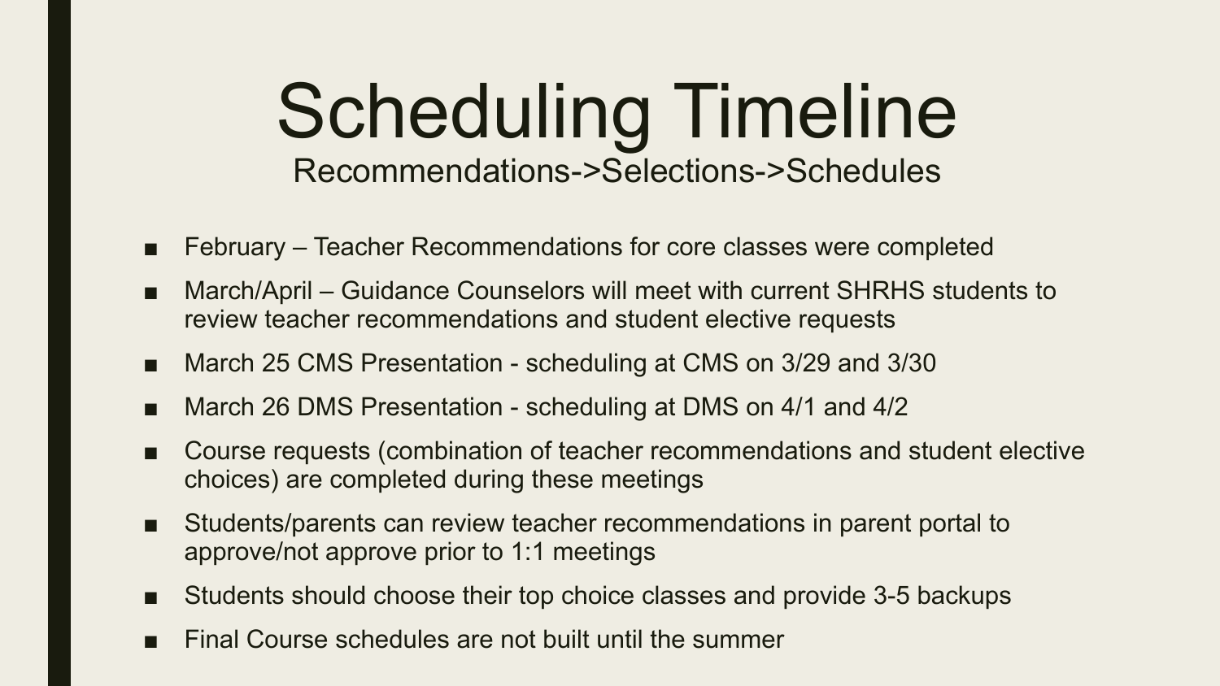# Scheduling Timeline

Recommendations->Selections->Schedules

- February – Teacher Recommendations for core classes were completed
- March/April – Guidance Counselors will meet with current SHRHS students to review teacher recommendations and student elective requests
- March 25 CMS Presentation - scheduling at CMS on 3/29 and 3/30
- March 26 DMS Presentation - scheduling at DMS on 4/1 and 4/2
- Course requests (combination of teacher recommendations and student elective choices) are completed during these meetings
- Students/parents can review teacher recommendations in parent portal to approve/not approve prior to 1:1 meetings
- Students should choose their top choice classes and provide 3-5 backups
- Final Course schedules are not built until the summer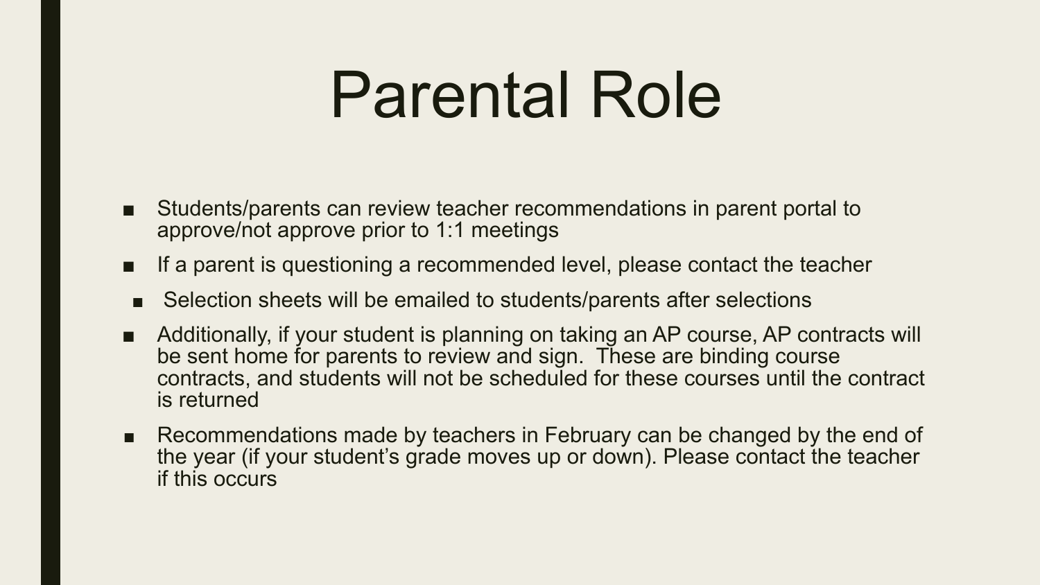# Parental Role

- Students/parents can review teacher recommendations in parent portal to approve/not approve prior to 1:1 meetings
- If a parent is questioning a recommended level, please contact the teacher
  - Selection sheets will be emailed to students/parents after selections
- Additionally, if your student is planning on taking an AP course, AP contracts will be sent home for parents to review and sign. These are binding course contracts, and students will not be scheduled for these courses until the contract is returned
- Recommendations made by teachers in February can be changed by the end of the year (if your student's grade moves up or down). Please contact the teacher if this occurs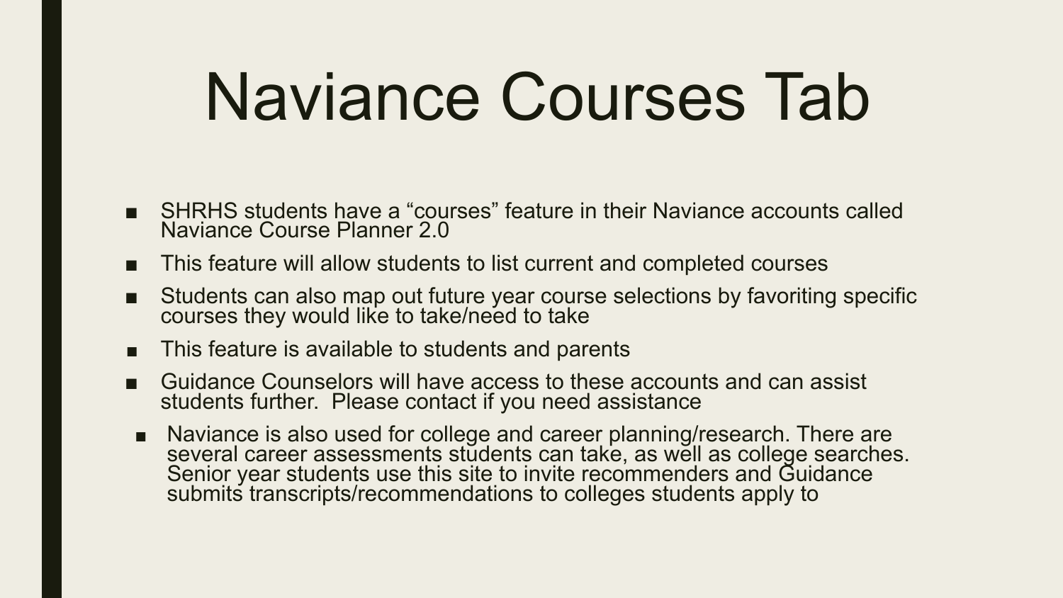# Naviance Courses Tab

- SHRHS students have a "courses" feature in their Naviance accounts called Naviance Course Planner 2.0
- This feature will allow students to list current and completed courses
- Students can also map out future year course selections by favoriting specific courses they would like to take/need to take
- This feature is available to students and parents
- Guidance Counselors will have access to these accounts and can assist students further.  Please contact if you need assistance
- Naviance is also used for college and career planning/research. There are several career assessments students can take, as well as college searches. Senior year students use this site to invite recommenders and Guidance submits transcripts/recommendations to colleges students apply to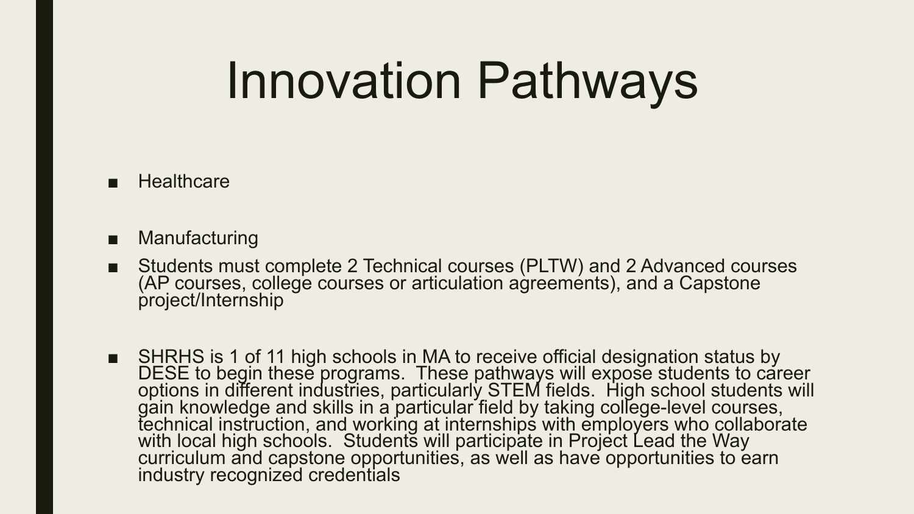# Innovation Pathways

- Healthcare
- Manufacturing
- Students must complete 2 Technical courses (PLTW) and 2 Advanced courses (AP courses, college courses or articulation agreements), and a Capstone project/Internship
- SHRHS is 1 of 11 high schools in MA to receive official designation status by DESE to begin these programs.  These pathways will expose students to career options in different industries, particularly STEM fields.  High school students will gain knowledge and skills in a particular field by taking college-level courses, technical instruction, and working at internships with employers who collaborate with local high schools.  Students will participate in Project Lead the Way curriculum and capstone opportunities, as well as have opportunities to earn industry recognized credentials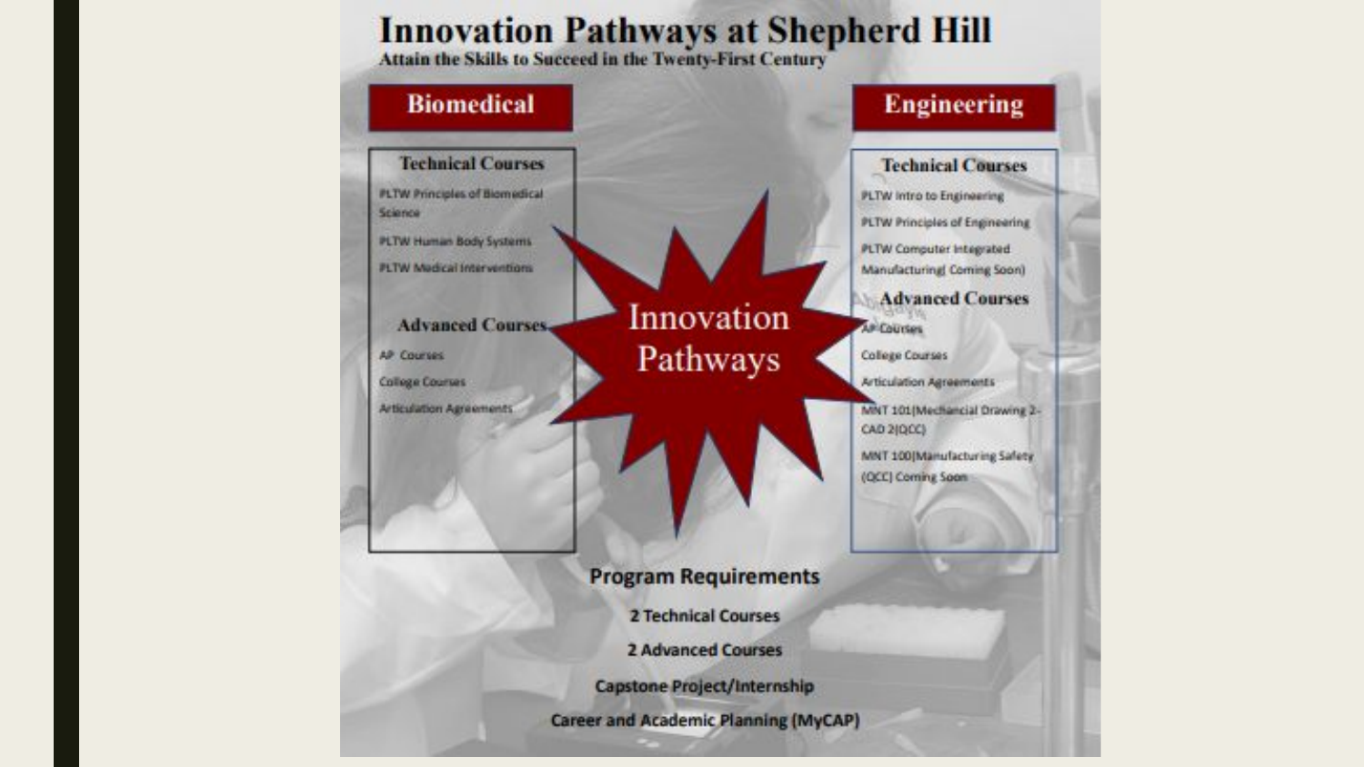# Innovation Pathways at Shepherd Hill

**Attain the Skills to Succeed in the Twenty-First Century**

## Biomedical

### Technical Courses

- PLTW Principles of Biomedical Science
- PLTW Human Body Systems
- PLTW Medical Interventions

### Advanced Courses

- AP Courses
- College Courses
- Articulation Agreements

## Engineering

### Technical Courses

- PLTW Intro to Engineering
- PLTW Principles of Engineering
- PLTW Computer Integrated Manufacturing( Coming Soon)

### Advanced Courses

- AP Courses
- College Courses
- Articulation Agreements
- MNT 101(Mechancial Drawing 2-CAD 2(QCC)
- MNT 100(Manufacturing Safety (QCC) Coming Soon

## Innovation Pathways

### Program Requirements

- 2 Technical Courses
- 2 Advanced Courses
- Capstone Project/Internship
- Career and Academic Planning (MyCAP)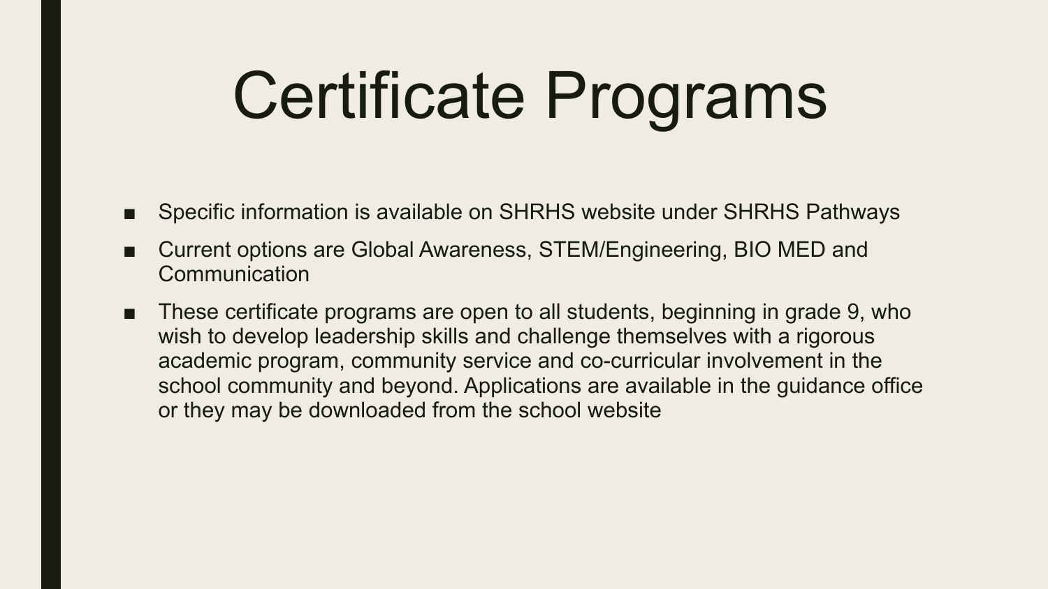# Certificate Programs

- Specific information is available on SHRHS website under SHRHS Pathways
- Current options are Global Awareness, STEM/Engineering, BIO MED and Communication
- These certificate programs are open to all students, beginning in grade 9, who wish to develop leadership skills and challenge themselves with a rigorous academic program, community service and co-curricular involvement in the school community and beyond. Applications are available in the guidance office or they may be downloaded from the school website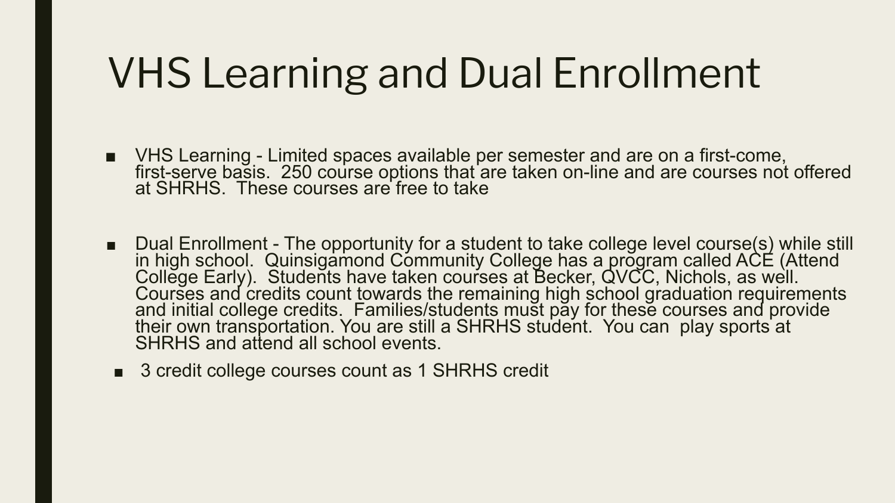# VHS Learning and Dual Enrollment

- VHS Learning - Limited spaces available per semester and are on a first-come, first-serve basis. 250 course options that are taken on-line and are courses not offered at SHRHS. These courses are free to take

- Dual Enrollment - The opportunity for a student to take college level course(s) while still in high school. Quinsigamond Community College has a program called ACE (Attend College Early). Students have taken courses at Becker, QVCC, Nichols, as well. Courses and credits count towards the remaining high school graduation requirements and initial college credits. Families/students must pay for these courses and provide their own transportation. You are still a SHRHS student. You can play sports at SHRHS and attend all school events.
  - 3 credit college courses count as 1 SHRHS credit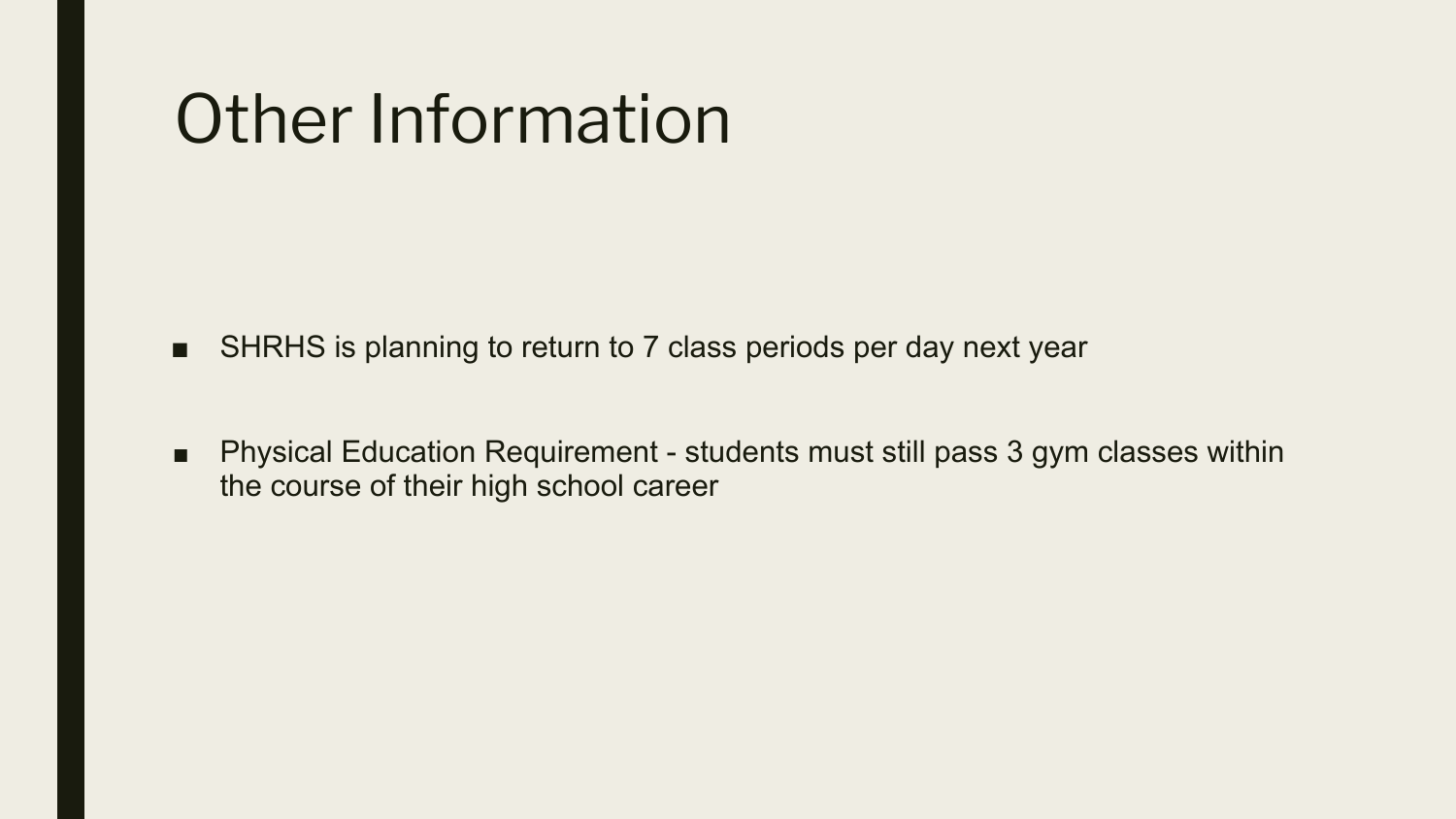# Other Information

- SHRHS is planning to return to 7 class periods per day next year

- Physical Education Requirement - students must still pass 3 gym classes within the course of their high school career